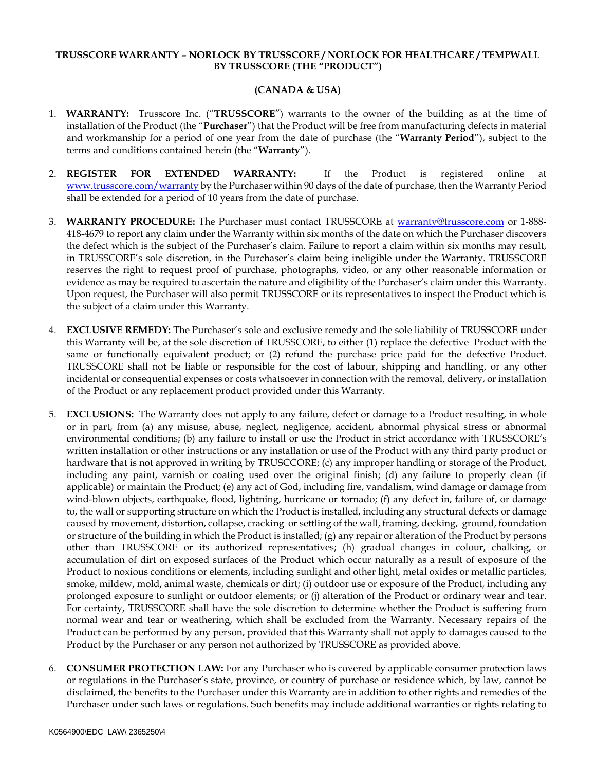# TRUSSCORE WARRANTY – NORLOCK BY TRUSSCORE / NORLOCK FOR HEALTHCARE / TEMPWALL BY TRUSSCORE (THE "PRODUCT")

## (CANADA & USA)

1. **WARRANTY:** Trusscore Inc. ("**TRUSSCORE**") warrants to the owner of the building as at the time of installation of the Product (the "**Purchaser**") that the Product will be free from manufacturing defects in material and workmanship for a period of one year from the date of purchase (the "**Warranty Period**"), subject to the terms and conditions contained herein (the "**Warranty**").

2. **REGISTER FOR EXTENDED WARRANTY:** If the Product is registered online at www.trusscore.com/warranty by the Purchaser within 90 days of the date of purchase, then the Warranty Period shall be extended for a period of 10 years from the date of purchase.

3. **WARRANTY PROCEDURE:** The Purchaser must contact TRUSSCORE at warranty@trusscore.com or 1-888-418-4679 to report any claim under the Warranty within six months of the date on which the Purchaser discovers the defect which is the subject of the Purchaser's claim. Failure to report a claim within six months may result, in TRUSSCORE's sole discretion, in the Purchaser's claim being ineligible under the Warranty. TRUSSCORE reserves the right to request proof of purchase, photographs, video, or any other reasonable information or evidence as may be required to ascertain the nature and eligibility of the Purchaser's claim under this Warranty. Upon request, the Purchaser will also permit TRUSSCORE or its representatives to inspect the Product which is the subject of a claim under this Warranty.

4. **EXCLUSIVE REMEDY:** The Purchaser's sole and exclusive remedy and the sole liability of TRUSSCORE under this Warranty will be, at the sole discretion of TRUSSCORE, to either (1) replace the defective Product with the same or functionally equivalent product; or (2) refund the purchase price paid for the defective Product. TRUSSCORE shall not be liable or responsible for the cost of labour, shipping and handling, or any other incidental or consequential expenses or costs whatsoever in connection with the removal, delivery, or installation of the Product or any replacement product provided under this Warranty.

5. **EXCLUSIONS:** The Warranty does not apply to any failure, defect or damage to a Product resulting, in whole or in part, from (a) any misuse, abuse, neglect, negligence, accident, abnormal physical stress or abnormal environmental conditions; (b) any failure to install or use the Product in strict accordance with TRUSSCORE's written installation or other instructions or any installation or use of the Product with any third party product or hardware that is not approved in writing by TRUSCCORE; (c) any improper handling or storage of the Product, including any paint, varnish or coating used over the original finish; (d) any failure to properly clean (if applicable) or maintain the Product; (e) any act of God, including fire, vandalism, wind damage or damage from wind-blown objects, earthquake, flood, lightning, hurricane or tornado; (f) any defect in, failure of, or damage to, the wall or supporting structure on which the Product is installed, including any structural defects or damage caused by movement, distortion, collapse, cracking or settling of the wall, framing, decking, ground, foundation or structure of the building in which the Product is installed; (g) any repair or alteration of the Product by persons other than TRUSSCORE or its authorized representatives; (h) gradual changes in colour, chalking, or accumulation of dirt on exposed surfaces of the Product which occur naturally as a result of exposure of the Product to noxious conditions or elements, including sunlight and other light, metal oxides or metallic particles, smoke, mildew, mold, animal waste, chemicals or dirt; (i) outdoor use or exposure of the Product, including any prolonged exposure to sunlight or outdoor elements; or (j) alteration of the Product or ordinary wear and tear. For certainty, TRUSSCORE shall have the sole discretion to determine whether the Product is suffering from normal wear and tear or weathering, which shall be excluded from the Warranty. Necessary repairs of the Product can be performed by any person, provided that this Warranty shall not apply to damages caused to the Product by the Purchaser or any person not authorized by TRUSSCORE as provided above.

6. **CONSUMER PROTECTION LAW:** For any Purchaser who is covered by applicable consumer protection laws or regulations in the Purchaser's state, province, or country of purchase or residence which, by law, cannot be disclaimed, the benefits to the Purchaser under this Warranty are in addition to other rights and remedies of the Purchaser under such laws or regulations. Such benefits may include additional warranties or rights relating to

K0564900\EDC_LAW\ 2365250\4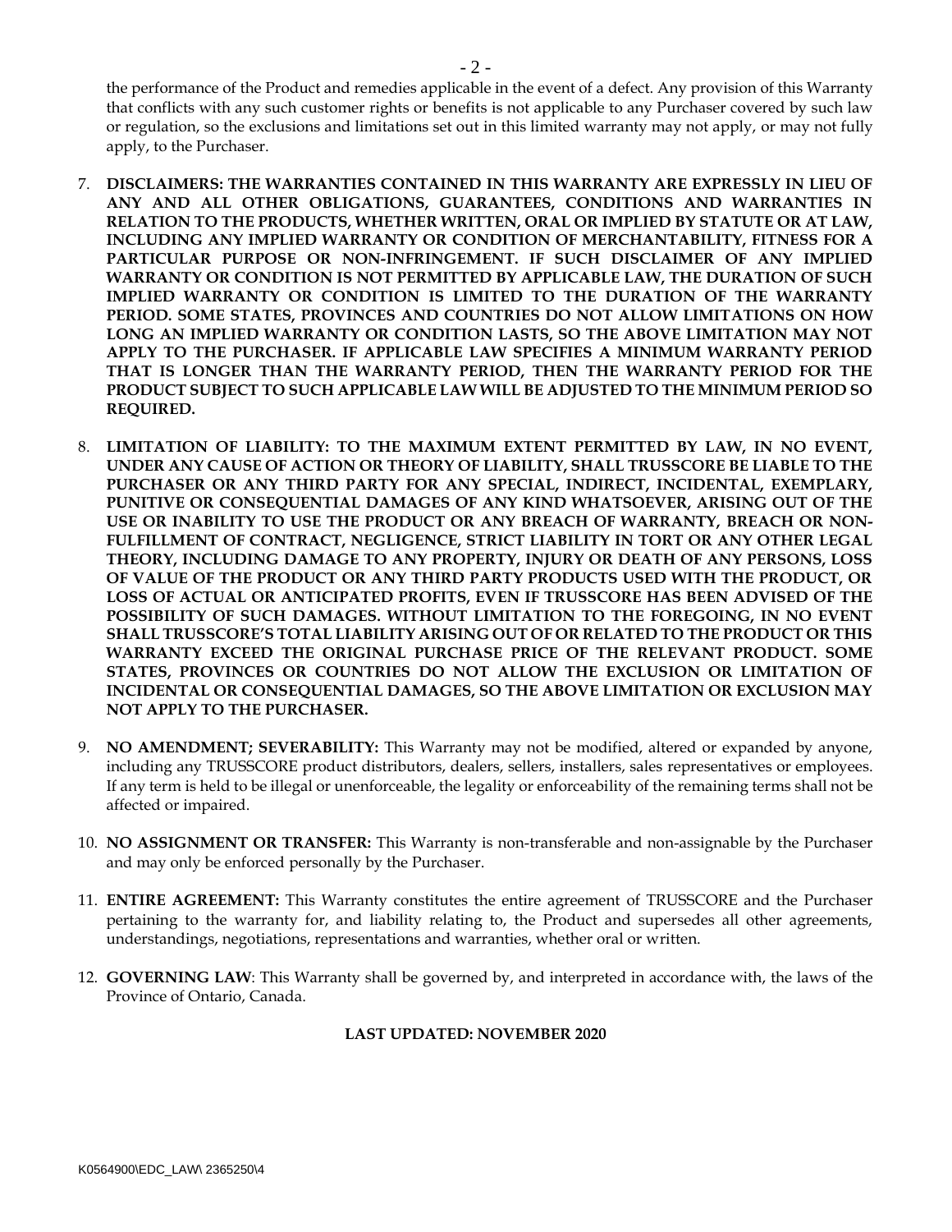the performance of the Product and remedies applicable in the event of a defect. Any provision of this Warranty that conflicts with any such customer rights or benefits is not applicable to any Purchaser covered by such law or regulation, so the exclusions and limitations set out in this limited warranty may not apply, or may not fully apply, to the Purchaser.

7. **DISCLAIMERS: THE WARRANTIES CONTAINED IN THIS WARRANTY ARE EXPRESSLY IN LIEU OF ANY AND ALL OTHER OBLIGATIONS, GUARANTEES, CONDITIONS AND WARRANTIES IN RELATION TO THE PRODUCTS, WHETHER WRITTEN, ORAL OR IMPLIED BY STATUTE OR AT LAW, INCLUDING ANY IMPLIED WARRANTY OR CONDITION OF MERCHANTABILITY, FITNESS FOR A PARTICULAR PURPOSE OR NON-INFRINGEMENT. IF SUCH DISCLAIMER OF ANY IMPLIED WARRANTY OR CONDITION IS NOT PERMITTED BY APPLICABLE LAW, THE DURATION OF SUCH IMPLIED WARRANTY OR CONDITION IS LIMITED TO THE DURATION OF THE WARRANTY PERIOD. SOME STATES, PROVINCES AND COUNTRIES DO NOT ALLOW LIMITATIONS ON HOW LONG AN IMPLIED WARRANTY OR CONDITION LASTS, SO THE ABOVE LIMITATION MAY NOT APPLY TO THE PURCHASER. IF APPLICABLE LAW SPECIFIES A MINIMUM WARRANTY PERIOD THAT IS LONGER THAN THE WARRANTY PERIOD, THEN THE WARRANTY PERIOD FOR THE PRODUCT SUBJECT TO SUCH APPLICABLE LAW WILL BE ADJUSTED TO THE MINIMUM PERIOD SO REQUIRED.**

8. **LIMITATION OF LIABILITY: TO THE MAXIMUM EXTENT PERMITTED BY LAW, IN NO EVENT, UNDER ANY CAUSE OF ACTION OR THEORY OF LIABILITY, SHALL TRUSSCORE BE LIABLE TO THE PURCHASER OR ANY THIRD PARTY FOR ANY SPECIAL, INDIRECT, INCIDENTAL, EXEMPLARY, PUNITIVE OR CONSEQUENTIAL DAMAGES OF ANY KIND WHATSOEVER, ARISING OUT OF THE USE OR INABILITY TO USE THE PRODUCT OR ANY BREACH OF WARRANTY, BREACH OR NON-FULFILLMENT OF CONTRACT, NEGLIGENCE, STRICT LIABILITY IN TORT OR ANY OTHER LEGAL THEORY, INCLUDING DAMAGE TO ANY PROPERTY, INJURY OR DEATH OF ANY PERSONS, LOSS OF VALUE OF THE PRODUCT OR ANY THIRD PARTY PRODUCTS USED WITH THE PRODUCT, OR LOSS OF ACTUAL OR ANTICIPATED PROFITS, EVEN IF TRUSSCORE HAS BEEN ADVISED OF THE POSSIBILITY OF SUCH DAMAGES. WITHOUT LIMITATION TO THE FOREGOING, IN NO EVENT SHALL TRUSSCORE'S TOTAL LIABILITY ARISING OUT OF OR RELATED TO THE PRODUCT OR THIS WARRANTY EXCEED THE ORIGINAL PURCHASE PRICE OF THE RELEVANT PRODUCT. SOME STATES, PROVINCES OR COUNTRIES DO NOT ALLOW THE EXCLUSION OR LIMITATION OF INCIDENTAL OR CONSEQUENTIAL DAMAGES, SO THE ABOVE LIMITATION OR EXCLUSION MAY NOT APPLY TO THE PURCHASER.**

9. **NO AMENDMENT; SEVERABILITY:** This Warranty may not be modified, altered or expanded by anyone, including any TRUSSCORE product distributors, dealers, sellers, installers, sales representatives or employees. If any term is held to be illegal or unenforceable, the legality or enforceability of the remaining terms shall not be affected or impaired.

10. **NO ASSIGNMENT OR TRANSFER:** This Warranty is non-transferable and non-assignable by the Purchaser and may only be enforced personally by the Purchaser.

11. **ENTIRE AGREEMENT:** This Warranty constitutes the entire agreement of TRUSSCORE and the Purchaser pertaining to the warranty for, and liability relating to, the Product and supersedes all other agreements, understandings, negotiations, representations and warranties, whether oral or written.

12. **GOVERNING LAW**: This Warranty shall be governed by, and interpreted in accordance with, the laws of the Province of Ontario, Canada.

**LAST UPDATED: NOVEMBER 2020**

K0564900\EDC_LAW\ 2365250\4